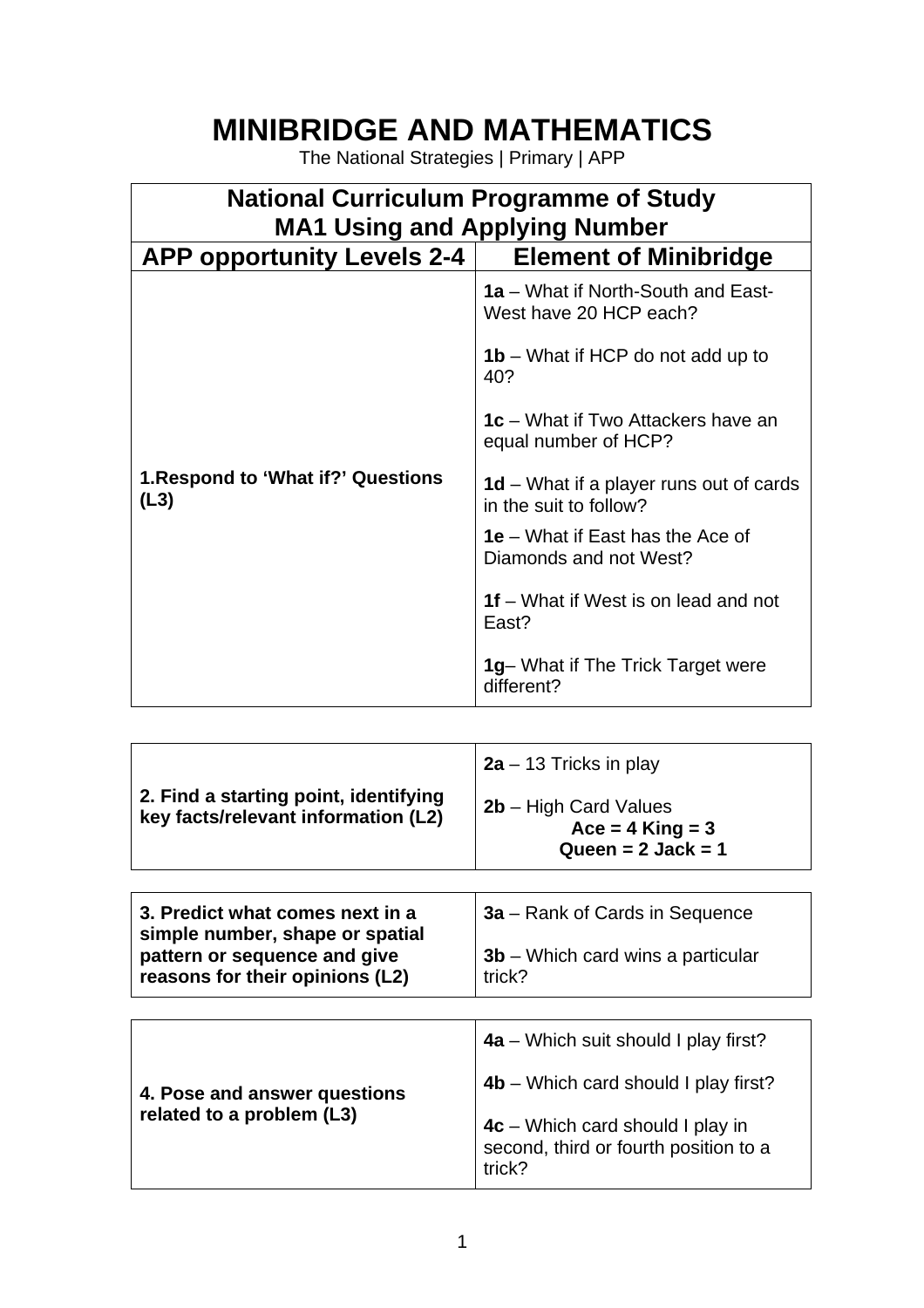# MINIBRIDGE AND MATHEMATICS

The National Strategies | Primary | APP

| National Curriculum Programme of Study<br>MA1 Using and Applying Number | |
|---|---|
| **APP opportunity Levels 2-4** | **Element of Minibridge** |
| **1.Respond to 'What if?' Questions (L3)** | **1a** – What if North-South and East-West have 20 HCP each?<br><br>**1b** – What if HCP do not add up to 40?<br><br>**1c** – What if Two Attackers have an equal number of HCP?<br><br>**1d** – What if a player runs out of cards in the suit to follow?<br><br>**1e** – What if East has the Ace of Diamonds and not West?<br><br>**1f** – What if West is on lead and not East?<br><br>**1g**– What if The Trick Target were different? |

| | |
|---|---|
| **2. Find a starting point, identifying key facts/relevant information (L2)** | **2a** – 13 Tricks in play<br><br>**2b** – High Card Values<br>**Ace = 4 King = 3**<br>**Queen = 2 Jack = 1** |

| | |
|---|---|
| **3. Predict what comes next in a simple number, shape or spatial pattern or sequence and give reasons for their opinions (L2)** | **3a** – Rank of Cards in Sequence<br><br>**3b** – Which card wins a particular trick? |

| | |
|---|---|
| **4. Pose and answer questions related to a problem (L3)** | **4a** – Which suit should I play first?<br><br>**4b** – Which card should I play first?<br><br>**4c** – Which card should I play in second, third or fourth position to a trick? |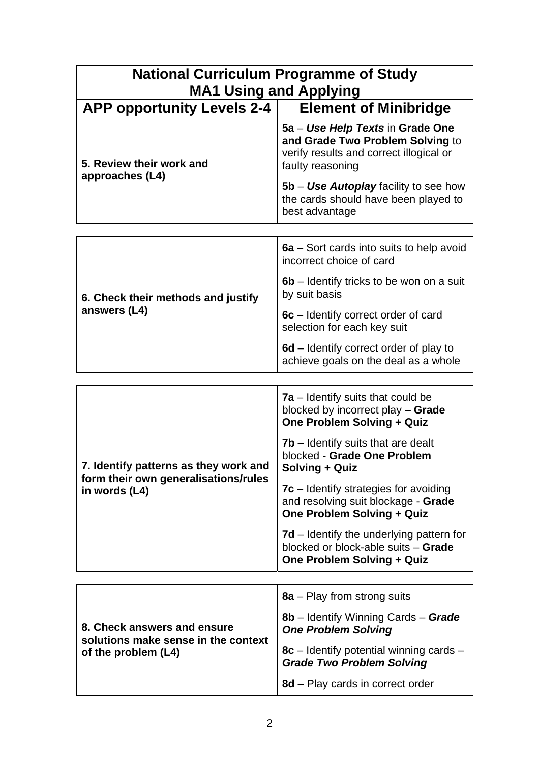| National Curriculum Programme of Study MA1 Using and Applying | |
|---|---|
| **APP opportunity Levels 2-4** | **Element of Minibridge** |
| **5. Review their work and approaches (L4)** | **5a** – ***Use Help Texts*** in **Grade One and Grade Two Problem Solving** to verify results and correct illogical or faulty reasoning<br><br>**5b** – ***Use Autoplay*** facility to see how the cards should have been played to best advantage |
| **6. Check their methods and justify answers (L4)** | **6a** – Sort cards into suits to help avoid incorrect choice of card<br><br>**6b** – Identify tricks to be won on a suit by suit basis<br><br>**6c** – Identify correct order of card selection for each key suit<br><br>**6d** – Identify correct order of play to achieve goals on the deal as a whole |
| **7. Identify patterns as they work and form their own generalisations/rules in words (L4)** | **7a** – Identify suits that could be blocked by incorrect play – **Grade One Problem Solving + Quiz**<br><br>**7b** – Identify suits that are dealt blocked - **Grade One Problem Solving + Quiz**<br><br>**7c** – Identify strategies for avoiding and resolving suit blockage - **Grade One Problem Solving + Quiz**<br><br>**7d** – Identify the underlying pattern for blocked or block-able suits – **Grade One Problem Solving + Quiz** |
| **8. Check answers and ensure solutions make sense in the context of the problem (L4)** | **8a** – Play from strong suits<br><br>**8b** – Identify Winning Cards – ***Grade One Problem Solving***<br><br>**8c** – Identify potential winning cards – ***Grade Two Problem Solving***<br><br>**8d** – Play cards in correct order |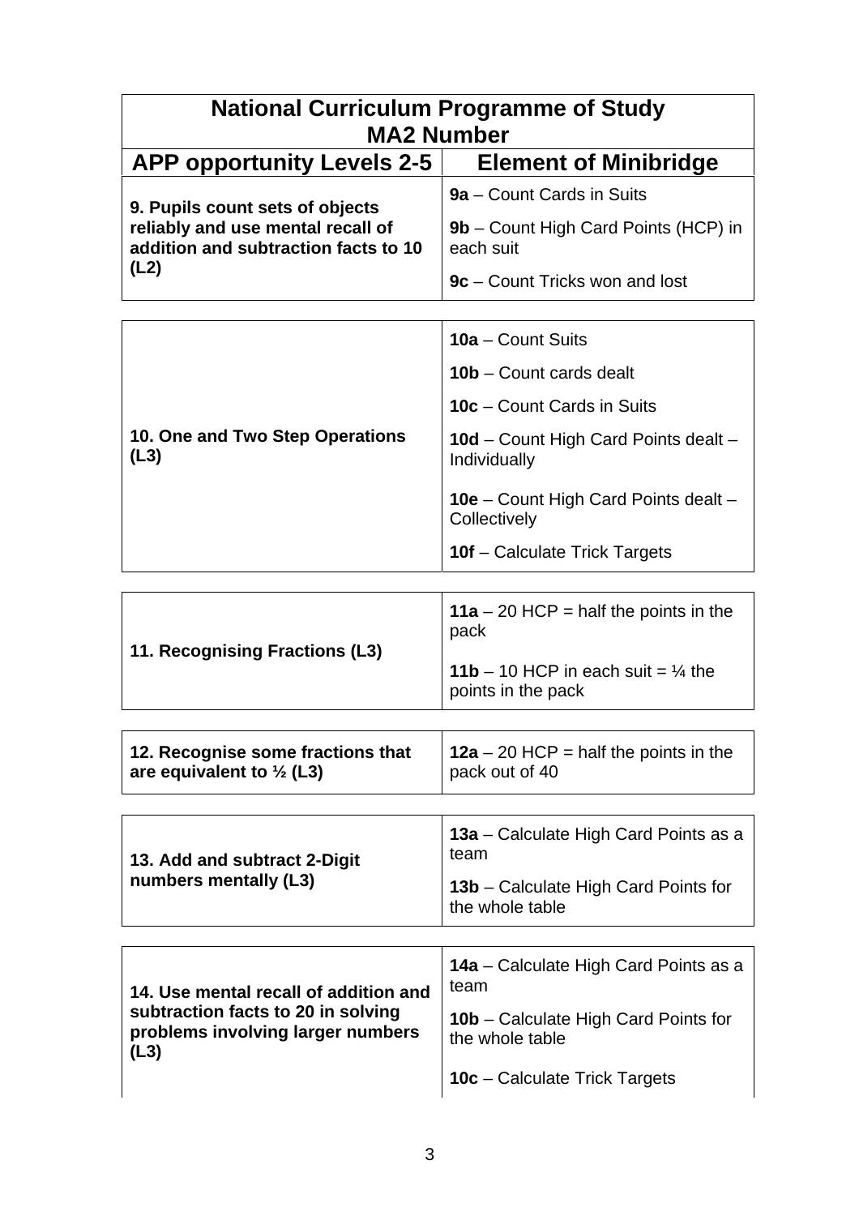| National Curriculum Programme of Study MA2 Number | |
|---|---|
| **APP opportunity Levels 2-5** | **Element of Minibridge** |
| **9. Pupils count sets of objects reliably and use mental recall of addition and subtraction facts to 10 (L2)** | **9a** – Count Cards in Suits<br>**9b** – Count High Card Points (HCP) in each suit<br>**9c** – Count Tricks won and lost |

| | |
|---|---|
| **10. One and Two Step Operations (L3)** | **10a** – Count Suits<br>**10b** – Count cards dealt<br>**10c** – Count Cards in Suits<br>**10d** – Count High Card Points dealt – Individually<br>**10e** – Count High Card Points dealt – Collectively<br>**10f** – Calculate Trick Targets |

| | |
|---|---|
| **11. Recognising Fractions (L3)** | **11a** – 20 HCP = half the points in the pack<br>**11b** – 10 HCP in each suit = ¼ the points in the pack |

| | |
|---|---|
| **12. Recognise some fractions that are equivalent to ½ (L3)** | **12a** – 20 HCP = half the points in the pack out of 40 |

| | |
|---|---|
| **13. Add and subtract 2-Digit numbers mentally (L3)** | **13a** – Calculate High Card Points as a team<br>**13b** – Calculate High Card Points for the whole table |

| | |
|---|---|
| **14. Use mental recall of addition and subtraction facts to 20 in solving problems involving larger numbers (L3)** | **14a** – Calculate High Card Points as a team<br>**10b** – Calculate High Card Points for the whole table<br>**10c** – Calculate Trick Targets |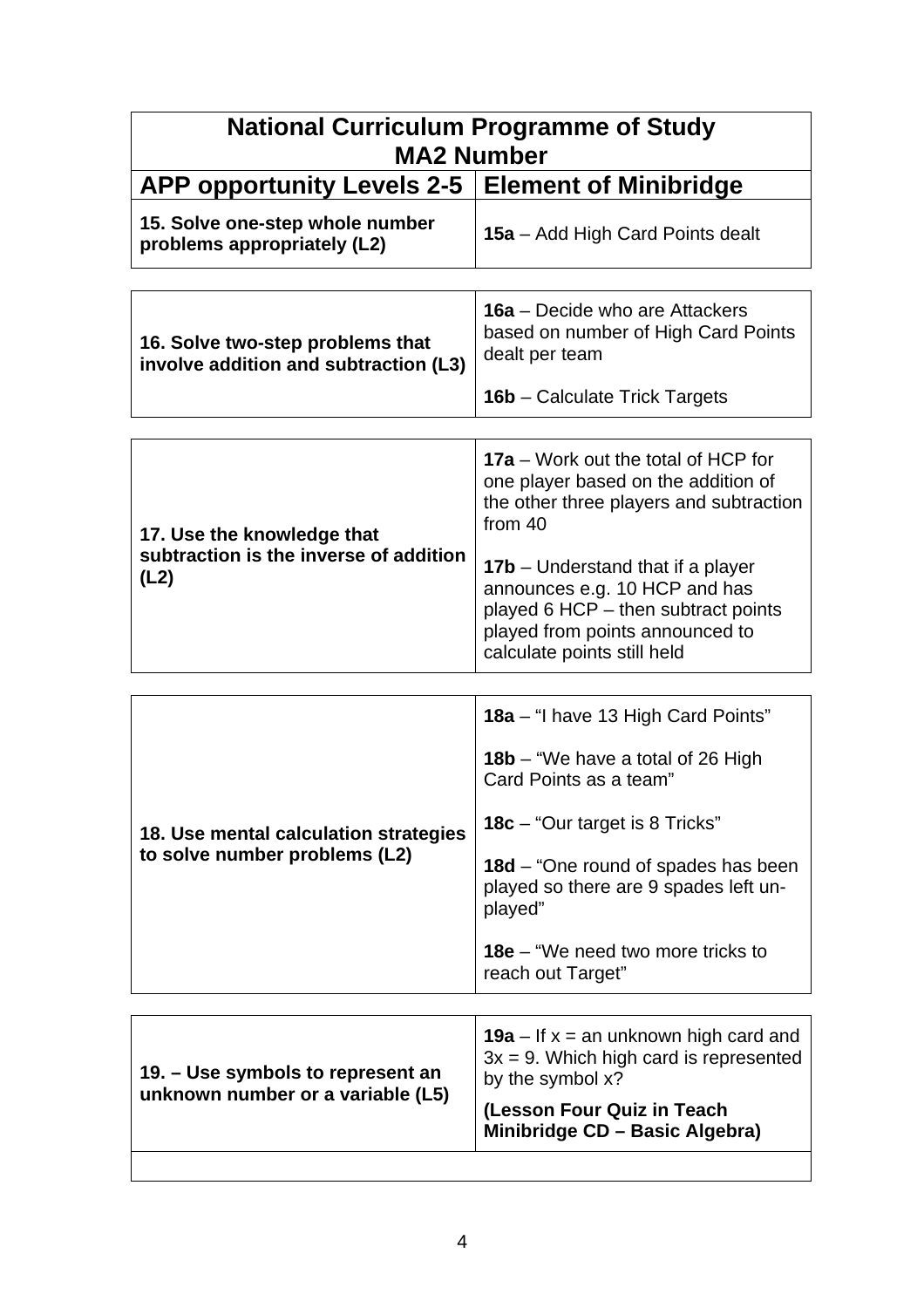| National Curriculum Programme of Study MA2 Number | |
|---|---|
| **APP opportunity Levels 2-5** | **Element of Minibridge** |
| **15. Solve one-step whole number problems appropriately (L2)** | **15a** – Add High Card Points dealt |
| **16. Solve two-step problems that involve addition and subtraction (L3)** | **16a** – Decide who are Attackers based on number of High Card Points dealt per team<br><br>**16b** – Calculate Trick Targets |
| **17. Use the knowledge that subtraction is the inverse of addition (L2)** | **17a** – Work out the total of HCP for one player based on the addition of the other three players and subtraction from 40<br><br>**17b** – Understand that if a player announces e.g. 10 HCP and has played 6 HCP – then subtract points played from points announced to calculate points still held |
| **18. Use mental calculation strategies to solve number problems (L2)** | **18a** – "I have 13 High Card Points"<br><br>**18b** – "We have a total of 26 High Card Points as a team"<br><br>**18c** – "Our target is 8 Tricks"<br><br>**18d** – "One round of spades has been played so there are 9 spades left un-played"<br><br>**18e** – "We need two more tricks to reach out Target" |
| **19. – Use symbols to represent an unknown number or a variable (L5)** | **19a** – If $x$ = an unknown high card and $3x = 9$. Which high card is represented by the symbol $x$?<br><br>**(Lesson Four Quiz in Teach Minibridge CD – Basic Algebra)** |
| | |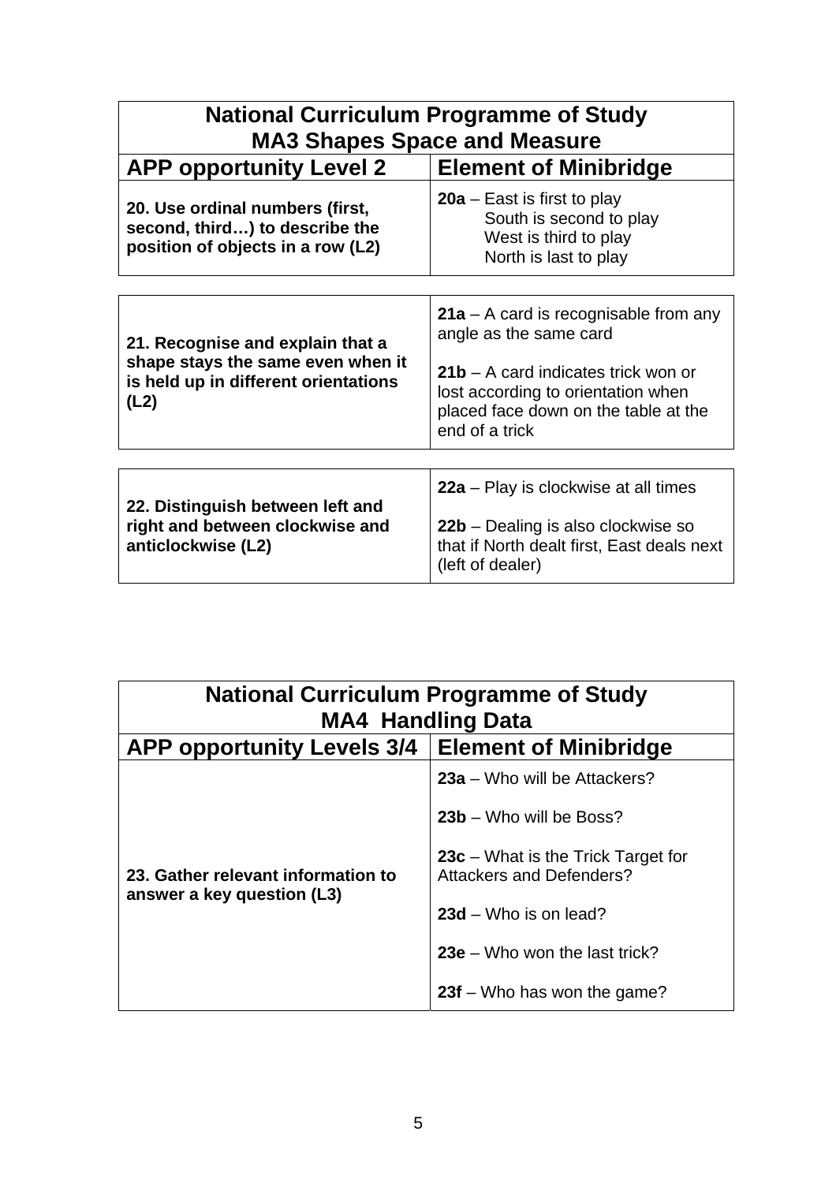| National Curriculum Programme of Study<br>MA3 Shapes Space and Measure | |
|---|---|
| **APP opportunity Level 2** | **Element of Minibridge** |
| **20. Use ordinal numbers (first, second, third…) to describe the position of objects in a row (L2)** | **20a** – East is first to play<br>South is second to play<br>West is third to play<br>North is last to play |

| | |
|---|---|
| **21. Recognise and explain that a shape stays the same even when it is held up in different orientations (L2)** | **21a** – A card is recognisable from any angle as the same card<br><br>**21b** – A card indicates trick won or lost according to orientation when placed face down on the table at the end of a trick |

| | |
|---|---|
| **22. Distinguish between left and right and between clockwise and anticlockwise (L2)** | **22a** – Play is clockwise at all times<br><br>**22b** – Dealing is also clockwise so that if North dealt first, East deals next (left of dealer) |

| National Curriculum Programme of Study<br>MA4 Handling Data | |
|---|---|
| **APP opportunity Levels 3/4** | **Element of Minibridge** |
| **23. Gather relevant information to answer a key question (L3)** | **23a** – Who will be Attackers?<br><br>**23b** – Who will be Boss?<br><br>**23c** – What is the Trick Target for Attackers and Defenders?<br><br>**23d** – Who is on lead?<br><br>**23e** – Who won the last trick?<br><br>**23f** – Who has won the game? |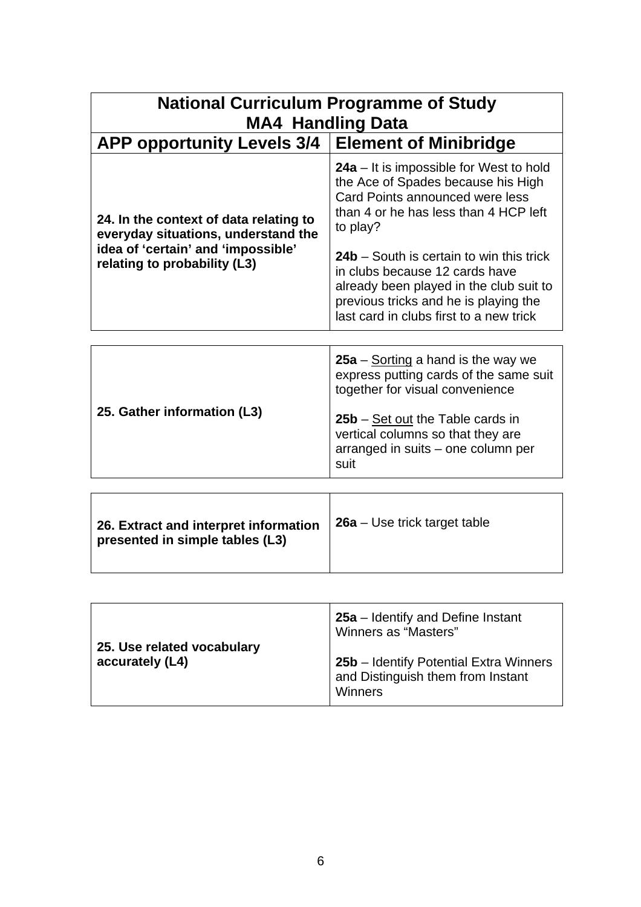| National Curriculum Programme of Study<br>MA4 Handling Data | |
|---|---|
| **APP opportunity Levels 3/4** | **Element of Minibridge** |
| **24. In the context of data relating to everyday situations, understand the idea of 'certain' and 'impossible' relating to probability (L3)** | **24a** – It is impossible for West to hold the Ace of Spades because his High Card Points announced were less than 4 or he has less than 4 HCP left to play?<br><br>**24b** – South is certain to win this trick in clubs because 12 cards have already been played in the club suit to previous tricks and he is playing the last card in clubs first to a new trick |

| | |
|---|---|
| **25. Gather information (L3)** | **25a** – <u>Sorting</u> a hand is the way we express putting cards of the same suit together for visual convenience<br><br>**25b** – <u>Set out</u> the Table cards in vertical columns so that they are arranged in suits – one column per suit |

| | |
|---|---|
| **26. Extract and interpret information presented in simple tables (L3)** | **26a** – Use trick target table |

| | |
|---|---|
| **25. Use related vocabulary accurately (L4)** | **25a** – Identify and Define Instant Winners as "Masters"<br><br>**25b** – Identify Potential Extra Winners and Distinguish them from Instant Winners |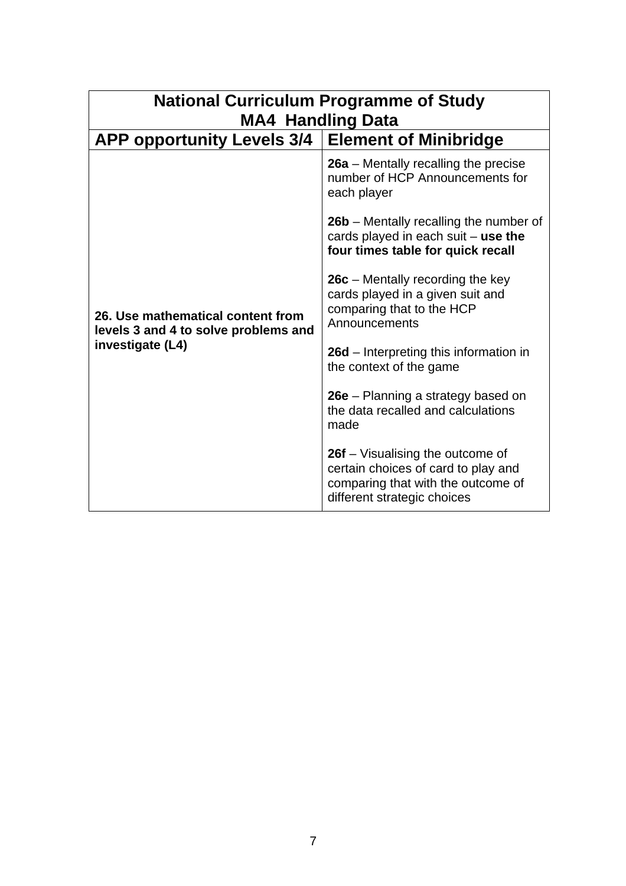| National Curriculum Programme of Study<br>MA4 Handling Data | |
|---|---|
| **APP opportunity Levels 3/4** | **Element of Minibridge** |
| **26. Use mathematical content from levels 3 and 4 to solve problems and investigate (L4)** | **26a** – Mentally recalling the precise number of HCP Announcements for each player<br><br>**26b** – Mentally recalling the number of cards played in each suit – **use the four times table for quick recall**<br><br>**26c** – Mentally recording the key cards played in a given suit and comparing that to the HCP Announcements<br><br>**26d** – Interpreting this information in the context of the game<br><br>**26e** – Planning a strategy based on the data recalled and calculations made<br><br>**26f** – Visualising the outcome of certain choices of card to play and comparing that with the outcome of different strategic choices |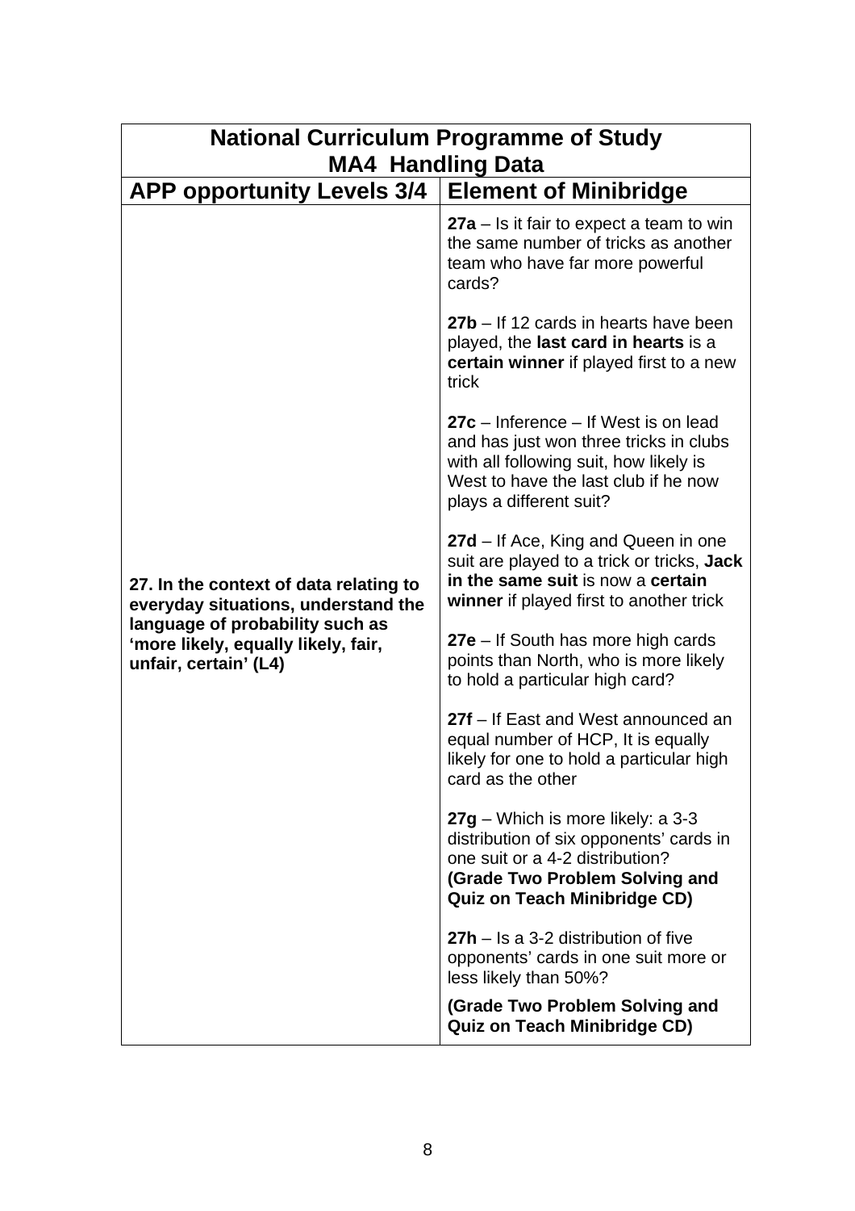| National Curriculum Programme of Study MA4 Handling Data | |
|---|---|
| **APP opportunity Levels 3/4** | **Element of Minibridge** |
| **27. In the context of data relating to everyday situations, understand the language of probability such as 'more likely, equally likely, fair, unfair, certain' (L4)** | **27a** – Is it fair to expect a team to win the same number of tricks as another team who have far more powerful cards?<br><br>**27b** – If 12 cards in hearts have been played, the **last card in hearts** is a **certain winner** if played first to a new trick<br><br>**27c** – Inference – If West is on lead and has just won three tricks in clubs with all following suit, how likely is West to have the last club if he now plays a different suit?<br><br>**27d** – If Ace, King and Queen in one suit are played to a trick or tricks, **Jack in the same suit** is now a **certain winner** if played first to another trick<br><br>**27e** – If South has more high cards points than North, who is more likely to hold a particular high card?<br><br>**27f** – If East and West announced an equal number of HCP, It is equally likely for one to hold a particular high card as the other<br><br>**27g** – Which is more likely: a 3-3 distribution of six opponents' cards in one suit or a 4-2 distribution?<br>**(Grade Two Problem Solving and Quiz on Teach Minibridge CD)**<br><br>**27h** – Is a 3-2 distribution of five opponents' cards in one suit more or less likely than 50%?<br><br>**(Grade Two Problem Solving and Quiz on Teach Minibridge CD)** |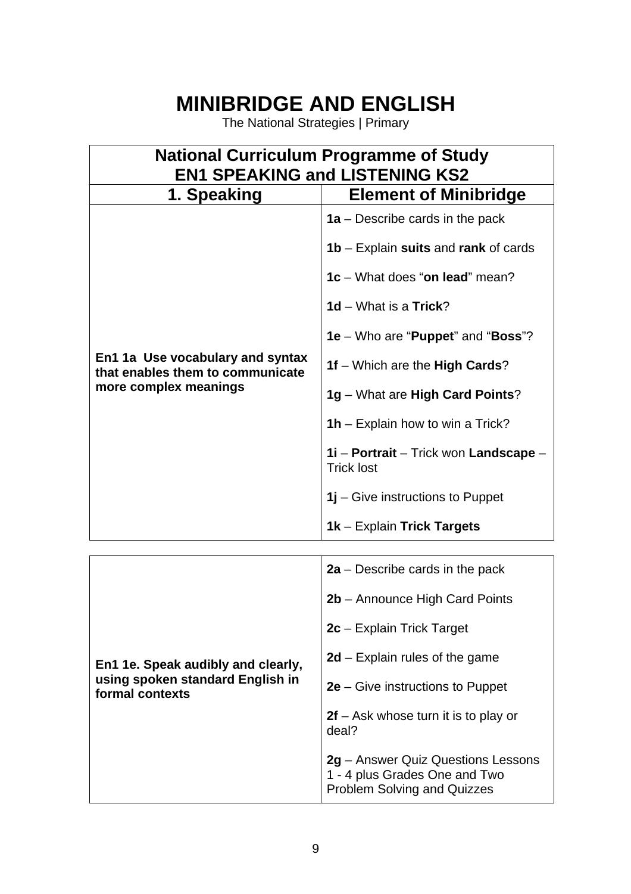# MINIBRIDGE AND ENGLISH

The National Strategies | Primary

| National Curriculum Programme of Study EN1 SPEAKING and LISTENING KS2 | |
|---|---|
| **1. Speaking** | **Element of Minibridge** |
| **En1 1a Use vocabulary and syntax that enables them to communicate more complex meanings** | **1a** – Describe cards in the pack<br><br>**1b** – Explain **suits** and **rank** of cards<br><br>**1c** – What does "**on lead**" mean?<br><br>**1d** – What is a **Trick**?<br><br>**1e** – Who are "**Puppet**" and "**Boss**"?<br><br>**1f** – Which are the **High Cards**?<br><br>**1g** – What are **High Card Points**?<br><br>**1h** – Explain how to win a Trick?<br><br>**1i** – **Portrait** – Trick won **Landscape** – Trick lost<br><br>**1j** – Give instructions to Puppet<br><br>**1k** – Explain **Trick Targets** |

| | |
|---|---|
| **En1 1e. Speak audibly and clearly, using spoken standard English in formal contexts** | **2a** – Describe cards in the pack<br><br>**2b** – Announce High Card Points<br><br>**2c** – Explain Trick Target<br><br>**2d** – Explain rules of the game<br><br>**2e** – Give instructions to Puppet<br><br>**2f** – Ask whose turn it is to play or deal?<br><br>**2g** – Answer Quiz Questions Lessons 1 - 4 plus Grades One and Two Problem Solving and Quizzes |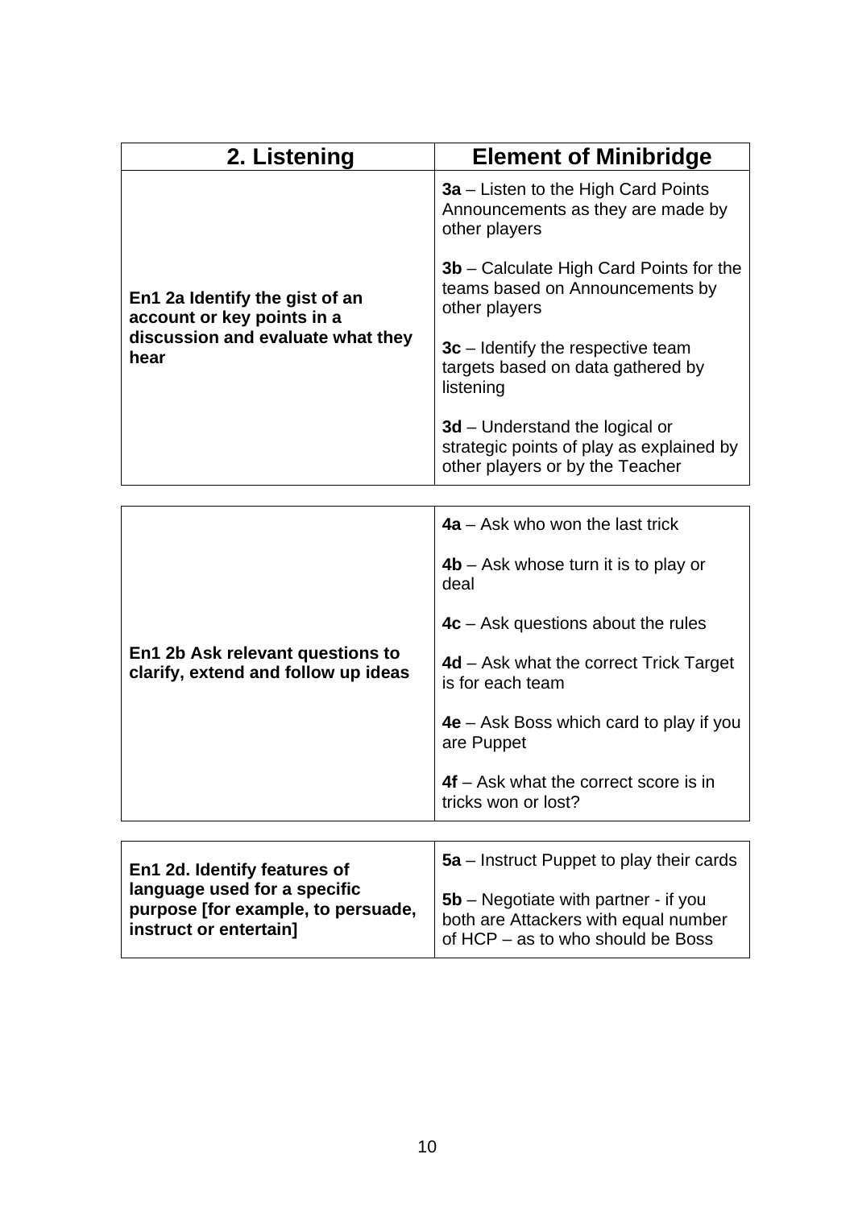| 2. Listening | Element of Minibridge |
|---|---|
| **En1 2a Identify the gist of an account or key points in a discussion and evaluate what they hear** | **3a** – Listen to the High Card Points Announcements as they are made by other players<br><br>**3b** – Calculate High Card Points for the teams based on Announcements by other players<br><br>**3c** – Identify the respective team targets based on data gathered by listening<br><br>**3d** – Understand the logical or strategic points of play as explained by other players or by the Teacher |
| **En1 2b Ask relevant questions to clarify, extend and follow up ideas** | **4a** – Ask who won the last trick<br><br>**4b** – Ask whose turn it is to play or deal<br><br>**4c** – Ask questions about the rules<br><br>**4d** – Ask what the correct Trick Target is for each team<br><br>**4e** – Ask Boss which card to play if you are Puppet<br><br>**4f** – Ask what the correct score is in tricks won or lost? |
| **En1 2d. Identify features of language used for a specific purpose [for example, to persuade, instruct or entertain]** | **5a** – Instruct Puppet to play their cards<br><br>**5b** – Negotiate with partner - if you both are Attackers with equal number of HCP – as to who should be Boss |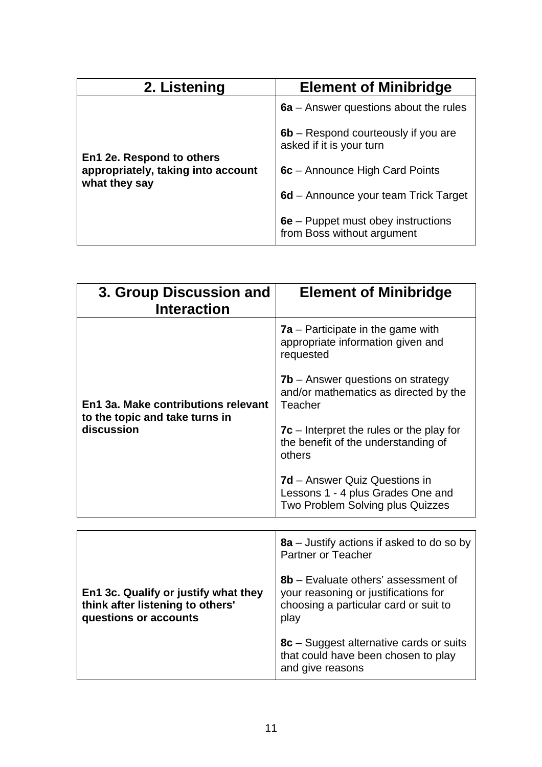| 2. Listening | Element of Minibridge |
|---|---|
| **En1 2e. Respond to others appropriately, taking into account what they say** | **6a** – Answer questions about the rules<br><br>**6b** – Respond courteously if you are asked if it is your turn<br><br>**6c** – Announce High Card Points<br><br>**6d** – Announce your team Trick Target<br><br>**6e** – Puppet must obey instructions from Boss without argument |

| 3. Group Discussion and Interaction | Element of Minibridge |
|---|---|
| **En1 3a. Make contributions relevant to the topic and take turns in discussion** | **7a** – Participate in the game with appropriate information given and requested<br><br>**7b** – Answer questions on strategy and/or mathematics as directed by the Teacher<br><br>**7c** – Interpret the rules or the play for the benefit of the understanding of others<br><br>**7d** – Answer Quiz Questions in Lessons 1 - 4 plus Grades One and Two Problem Solving plus Quizzes |
| **En1 3c. Qualify or justify what they think after listening to others' questions or accounts** | **8a** – Justify actions if asked to do so by Partner or Teacher<br><br>**8b** – Evaluate others' assessment of your reasoning or justifications for choosing a particular card or suit to play<br><br>**8c** – Suggest alternative cards or suits that could have been chosen to play and give reasons |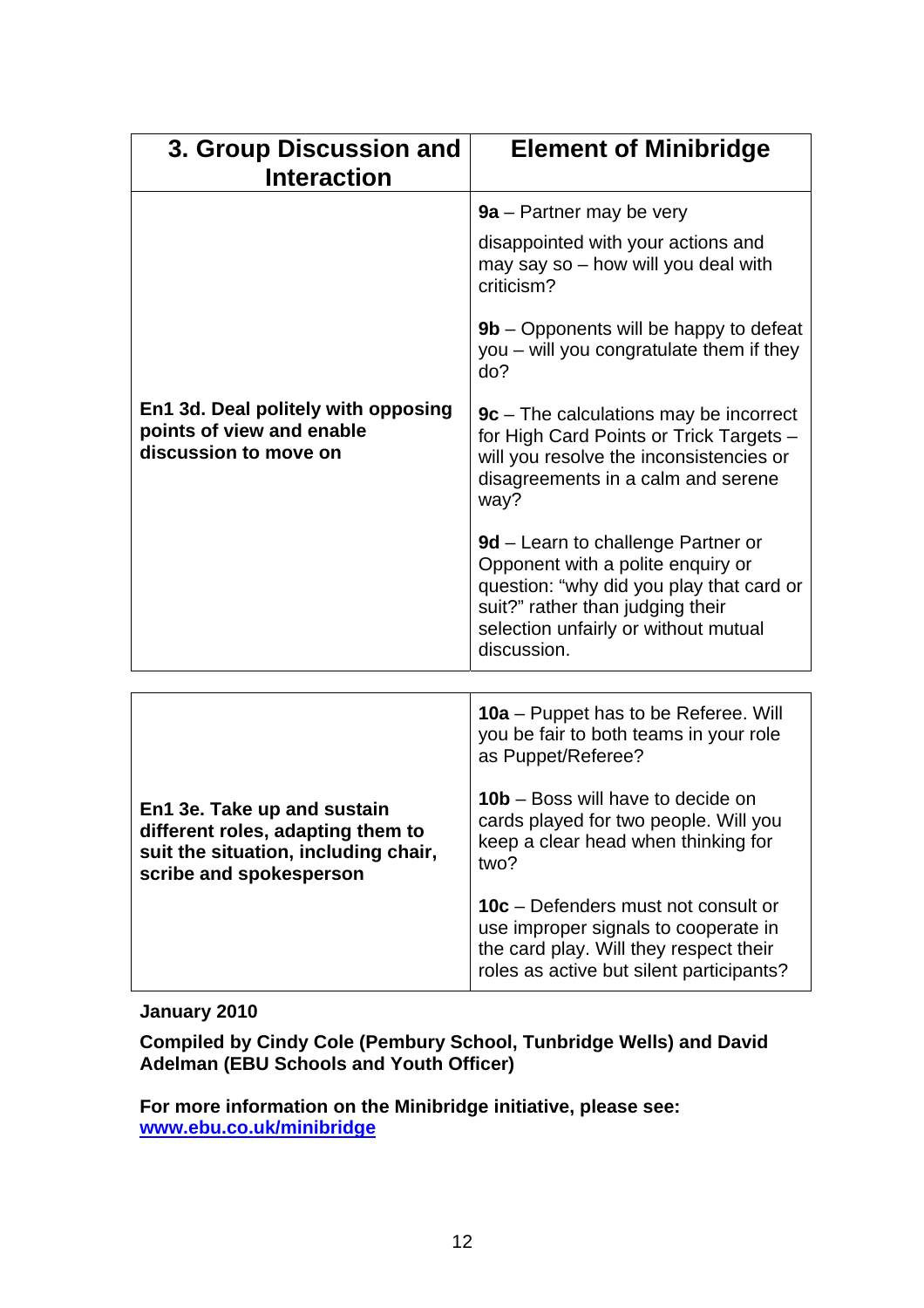| 3. Group Discussion and Interaction | Element of Minibridge |
|---|---|
| **En1 3d. Deal politely with opposing points of view and enable discussion to move on** | **9a** – Partner may be very disappointed with your actions and may say so – how will you deal with criticism?<br><br>**9b** – Opponents will be happy to defeat you – will you congratulate them if they do?<br><br>**9c** – The calculations may be incorrect for High Card Points or Trick Targets – will you resolve the inconsistencies or disagreements in a calm and serene way?<br><br>**9d** – Learn to challenge Partner or Opponent with a polite enquiry or question: "why did you play that card or suit?" rather than judging their selection unfairly or without mutual discussion. |

| | |
|---|---|
| **En1 3e. Take up and sustain different roles, adapting them to suit the situation, including chair, scribe and spokesperson** | **10a** – Puppet has to be Referee. Will you be fair to both teams in your role as Puppet/Referee?<br><br>**10b** – Boss will have to decide on cards played for two people. Will you keep a clear head when thinking for two?<br><br>**10c** – Defenders must not consult or use improper signals to cooperate in the card play. Will they respect their roles as active but silent participants? |

**January 2010**

**Compiled by Cindy Cole (Pembury School, Tunbridge Wells) and David Adelman (EBU Schools and Youth Officer)**

**For more information on the Minibridge initiative, please see:**
**www.ebu.co.uk/minibridge**